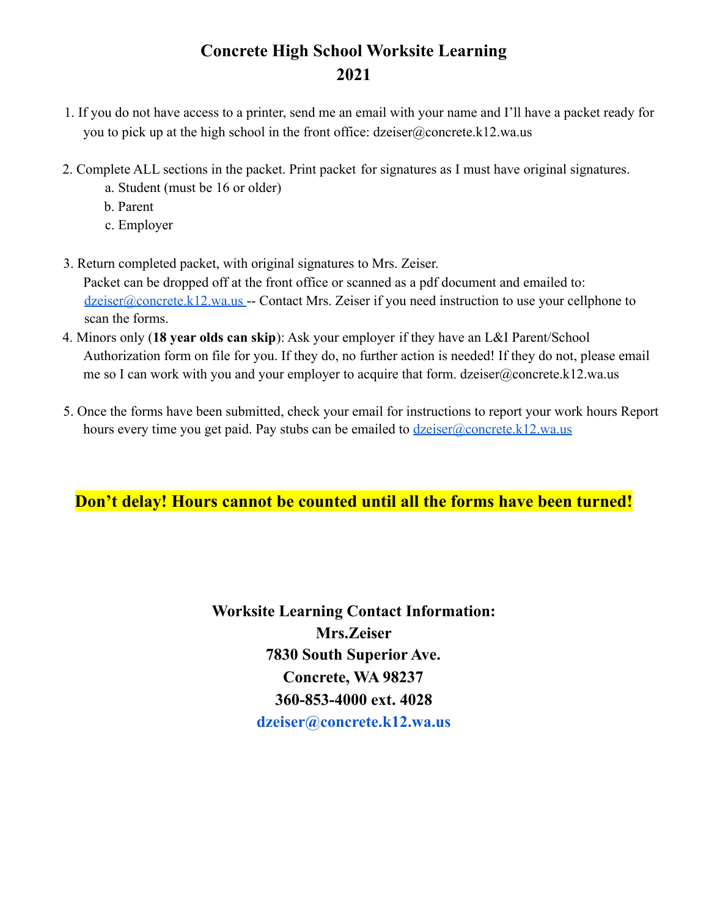# Concrete High School Worksite Learning
# 2021

1. If you do not have access to a printer, send me an email with your name and I'll have a packet ready for you to pick up at the high school in the front office: dzeiser@concrete.k12.wa.us

2. Complete ALL sections in the packet. Print packet for signatures as I must have original signatures.
   a. Student (must be 16 or older)
   b. Parent
   c. Employer

3. Return completed packet, with original signatures to Mrs. Zeiser.
   Packet can be dropped off at the front office or scanned as a pdf document and emailed to: dzeiser@concrete.k12.wa.us -- Contact Mrs. Zeiser if you need instruction to use your cellphone to scan the forms.

4. Minors only (**18 year olds can skip**): Ask your employer if they have an L&I Parent/School Authorization form on file for you. If they do, no further action is needed! If they do not, please email me so I can work with you and your employer to acquire that form. dzeiser@concrete.k12.wa.us

5. Once the forms have been submitted, check your email for instructions to report your work hours Report hours every time you get paid. Pay stubs can be emailed to dzeiser@concrete.k12.wa.us

**Don't delay! Hours cannot be counted until all the forms have been turned!**

**Worksite Learning Contact Information:**
**Mrs.Zeiser**
**7830 South Superior Ave.**
**Concrete, WA 98237**
**360-853-4000 ext. 4028**
**dzeiser@concrete.k12.wa.us**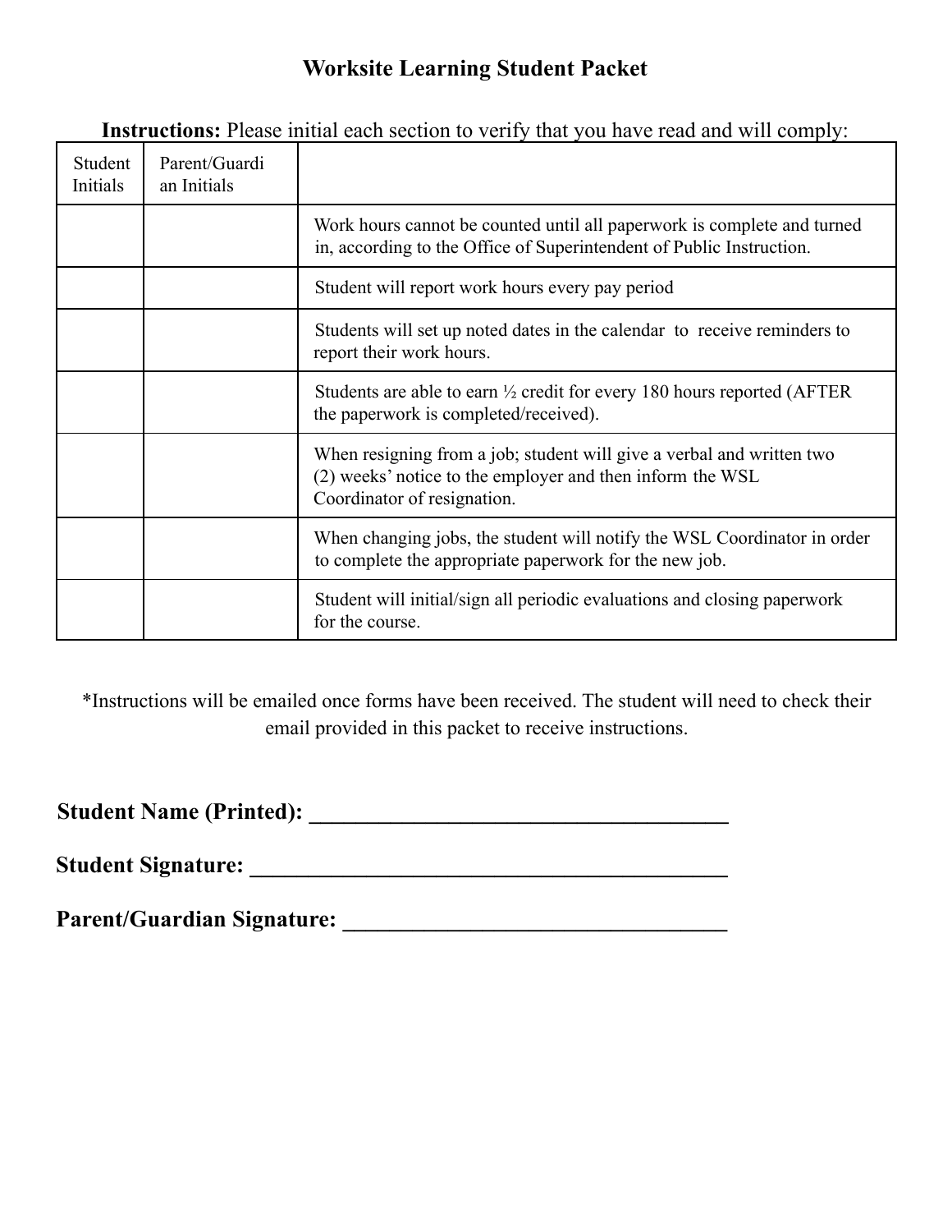# Worksite Learning Student Packet

**Instructions:** Please initial each section to verify that you have read and will comply:

| Student Initials | Parent/Guardian Initials | |
|---|---|---|
| | | Work hours cannot be counted until all paperwork is complete and turned in, according to the Office of Superintendent of Public Instruction. |
| | | Student will report work hours every pay period |
| | | Students will set up noted dates in the calendar to receive reminders to report their work hours. |
| | | Students are able to earn ½ credit for every 180 hours reported (AFTER the paperwork is completed/received). |
| | | When resigning from a job; student will give a verbal and written two (2) weeks' notice to the employer and then inform the WSL Coordinator of resignation. |
| | | When changing jobs, the student will notify the WSL Coordinator in order to complete the appropriate paperwork for the new job. |
| | | Student will initial/sign all periodic evaluations and closing paperwork for the course. |

*Instructions will be emailed once forms have been received. The student will need to check their email provided in this packet to receive instructions.

**Student Name (Printed): ____________________________________**

**Student Signature: ____________________________________**

**Parent/Guardian Signature: ____________________________________**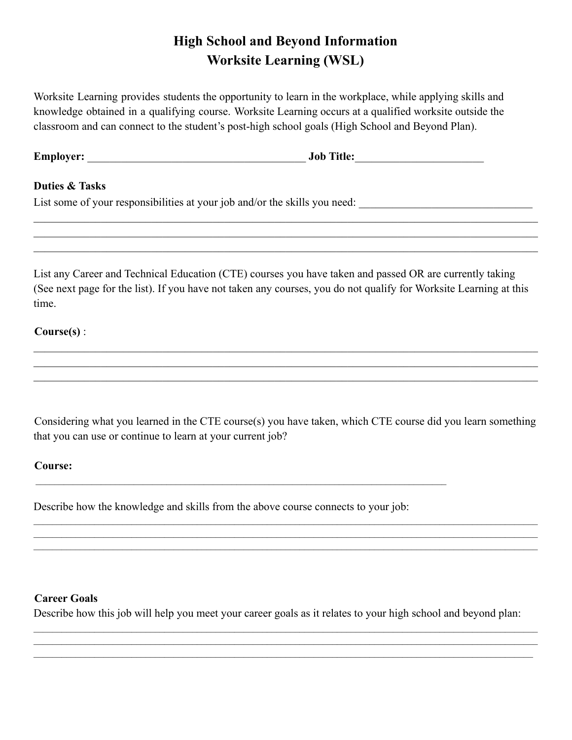# High School and Beyond Information
## Worksite Learning (WSL)

Worksite Learning provides students the opportunity to learn in the workplace, while applying skills and knowledge obtained in a qualifying course. Worksite Learning occurs at a qualified worksite outside the classroom and can connect to the student's post-high school goals (High School and Beyond Plan).

**Employer:** ________________________________________ **Job Title:**________________________

**Duties & Tasks**

List some of your responsibilities at your job and/or the skills you need: ________________________________

______________________________________________________________________________________________

______________________________________________________________________________________________

______________________________________________________________________________________________

List any Career and Technical Education (CTE) courses you have taken and passed OR are currently taking (See next page for the list). If you have not taken any courses, you do not qualify for Worksite Learning at this time.

**Course(s)** :

______________________________________________________________________________________________

______________________________________________________________________________________________

______________________________________________________________________________________________

Considering what you learned in the CTE course(s) you have taken, which CTE course did you learn something that you can use or continue to learn at your current job?

**Course:**

___________________________________________________________________________

Describe how the knowledge and skills from the above course connects to your job:

______________________________________________________________________________________________

______________________________________________________________________________________________

______________________________________________________________________________________________

**Career Goals**

Describe how this job will help you meet your career goals as it relates to your high school and beyond plan:

______________________________________________________________________________________________

______________________________________________________________________________________________

______________________________________________________________________________________________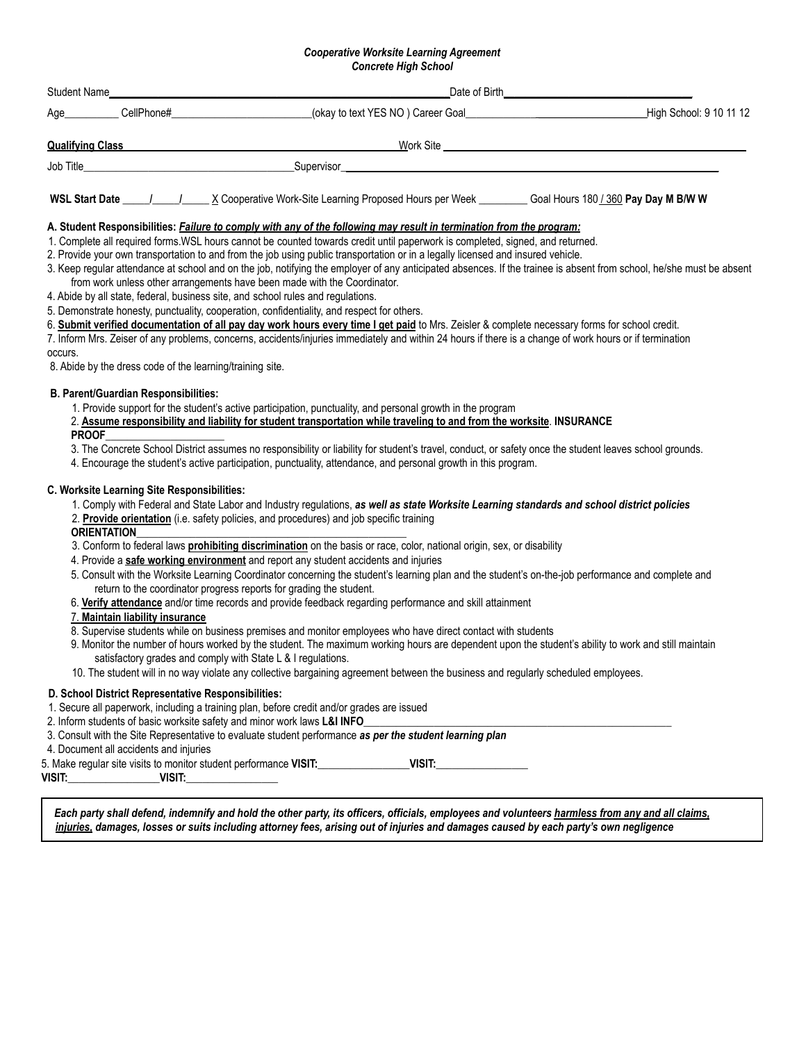*Cooperative Worksite Learning Agreement*
*Concrete High School*

Student Name________________________________________________________________Date of Birth_________________________________.

Age__________ CellPhone#__________________________(okay to text YES NO ) Career Goal_________________________________High School: 9 10 11 12

**Qualifying Class** ______________________________________________________ Work Site ______________________________________________________

Job Title______________________________________Supervisor_________________________________________________________________

**WSL Start Date** _____/_____/_____ X Cooperative Work-Site Learning Proposed Hours per Week _________ Goal Hours 180 / 360 **Pay Day M B/W W**

**A. Student Responsibilities:** ***Failure to comply with any of the following may result in termination from the program:***

1. Complete all required forms.WSL hours cannot be counted towards credit until paperwork is completed, signed, and returned.
2. Provide your own transportation to and from the job using public transportation or in a legally licensed and insured vehicle.
3. Keep regular attendance at school and on the job, notifying the employer of any anticipated absences. If the trainee is absent from school, he/she must be absent from work unless other arrangements have been made with the Coordinator.
4. Abide by all state, federal, business site, and school rules and regulations.
5. Demonstrate honesty, punctuality, cooperation, confidentiality, and respect for others.
6. **Submit verified documentation of all pay day work hours every time I get paid** to Mrs. Zeisler & complete necessary forms for school credit.
7. Inform Mrs. Zeiser of any problems, concerns, accidents/injuries immediately and within 24 hours if there is a change of work hours or if termination occurs.
8. Abide by the dress code of the learning/training site.

**B. Parent/Guardian Responsibilities:**

1. Provide support for the student's active participation, punctuality, and personal growth in the program
2. **Assume responsibility and liability for student transportation while traveling to and from the worksite**. **INSURANCE PROOF**_______________________
3. The Concrete School District assumes no responsibility or liability for student's travel, conduct, or safety once the student leaves school grounds.
4. Encourage the student's active participation, punctuality, attendance, and personal growth in this program.

**C. Worksite Learning Site Responsibilities:**

1. Comply with Federal and State Labor and Industry regulations, ***as well as state Worksite Learning standards and school district policies***
2. **Provide orientation** (i.e. safety policies, and procedures) and job specific training **ORIENTATION**__________________________________________________
3. Conform to federal laws **prohibiting discrimination** on the basis or race, color, national origin, sex, or disability
4. Provide a **safe working environment** and report any student accidents and injuries
5. Consult with the Worksite Learning Coordinator concerning the student's learning plan and the student's on-the-job performance and complete and return to the coordinator progress reports for grading the student.
6. **Verify attendance** and/or time records and provide feedback regarding performance and skill attainment
7. **Maintain liability insurance**
8. Supervise students while on business premises and monitor employees who have direct contact with students
9. Monitor the number of hours worked by the student. The maximum working hours are dependent upon the student's ability to work and still maintain satisfactory grades and comply with State L & I regulations.
10. The student will in no way violate any collective bargaining agreement between the business and regularly scheduled employees.

**D. School District Representative Responsibilities:**

1. Secure all paperwork, including a training plan, before credit and/or grades are issued
2. Inform students of basic worksite safety and minor work laws **L&I INFO**__________________________________________________________
3. Consult with the Site Representative to evaluate student performance ***as per the student learning plan***
4. Document all accidents and injuries
5. Make regular site visits to monitor student performance **VISIT:**_________________**VISIT:**_________________ **VISIT:**_________________**VISIT:**_________________

***Each party shall defend, indemnify and hold the other party, its officers, officials, employees and volunteers harmless from any and all claims, injuries, damages, losses or suits including attorney fees, arising out of injuries and damages caused by each party's own negligence***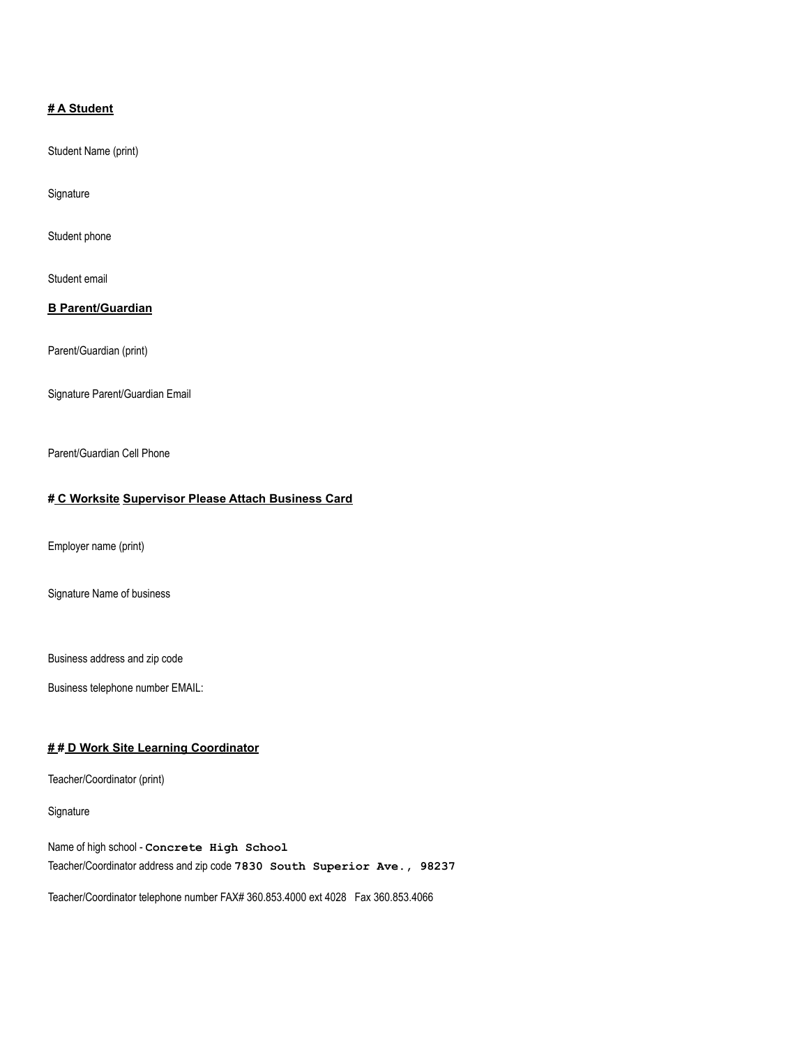**# A Student**

Student Name (print)

Signature

Student phone

Student email

**B Parent/Guardian**

Parent/Guardian (print)

Signature Parent/Guardian Email

Parent/Guardian Cell Phone

**# C Worksite Supervisor Please Attach Business Card**

Employer name (print)

Signature Name of business

Business address and zip code

Business telephone number EMAIL:

**# # D Work Site Learning Coordinator**

Teacher/Coordinator (print)

Signature

Name of high school - **Concrete High School**
Teacher/Coordinator address and zip code **7830 South Superior Ave., 98237**

Teacher/Coordinator telephone number FAX# 360.853.4000 ext 4028 Fax 360.853.4066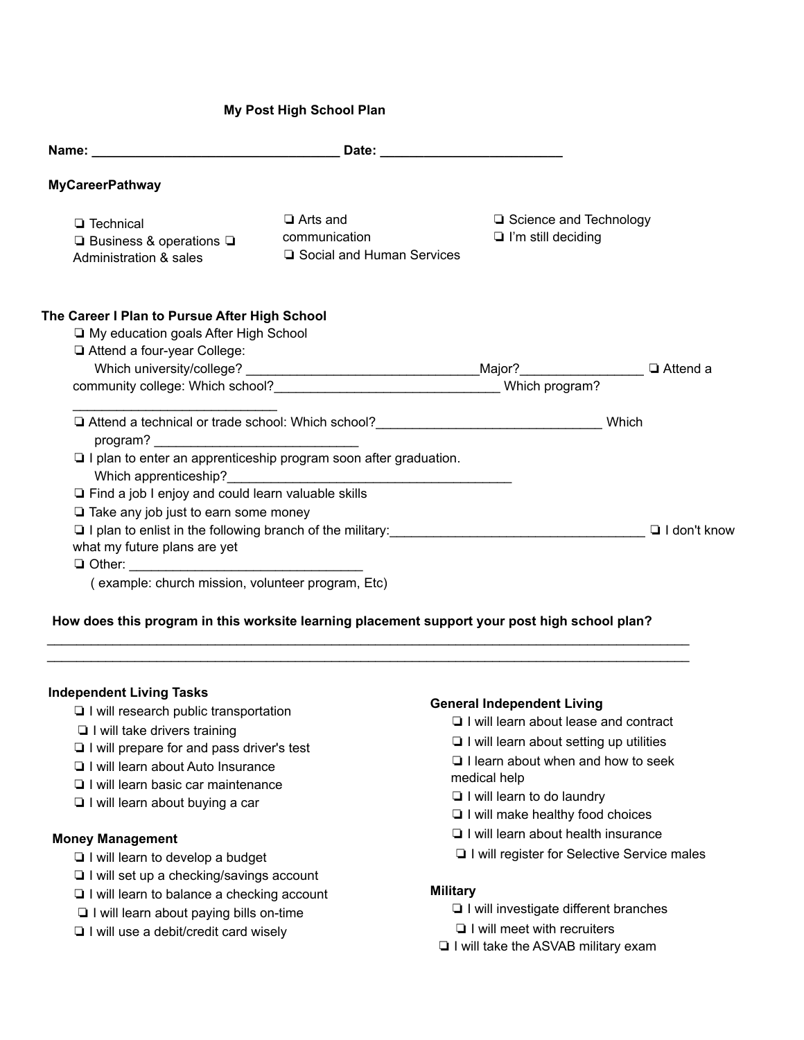## My Post High School Plan

**Name: ________________________________ Date: ________________________**

**MyCareerPathway**

- ❏ Technical
- ❏ Business & operations
- ❏ Administration & sales
- ❏ Arts and communication
- ❏ Social and Human Services
- ❏ Science and Technology
- ❏ I'm still deciding

**The Career I Plan to Pursue After High School**

- ❏ My education goals After High School
- ❏ Attend a four-year College:
  Which university/college? ______________________________Major?________________
- ❏ Attend a community college: Which school?______________________________ Which program? ___________________________
- ❏ Attend a technical or trade school: Which school?______________________________ Which program? ___________________________
- ❏ I plan to enter an apprenticeship program soon after graduation.
  Which apprenticeship?______________________________________
- ❏ Find a job I enjoy and could learn valuable skills
- ❏ Take any job just to earn some money
- ❏ I plan to enlist in the following branch of the military:__________________________________
- ❏ I don't know what my future plans are yet
- ❏ Other: _______________________________
  ( example: church mission, volunteer program, Etc)

**How does this program in this worksite learning placement support your post high school plan?**

______________________________________________________________________________________

______________________________________________________________________________________

**Independent Living Tasks**

- ❏ I will research public transportation
- ❏ I will take drivers training
- ❏ I will prepare for and pass driver's test
- ❏ I will learn about Auto Insurance
- ❏ I will learn basic car maintenance
- ❏ I will learn about buying a car

**Money Management**

- ❏ I will learn to develop a budget
- ❏ I will set up a checking/savings account
- ❏ I will learn to balance a checking account
- ❏ I will learn about paying bills on-time
- ❏ I will use a debit/credit card wisely

**General Independent Living**

- ❏ I will learn about lease and contract
- ❏ I will learn about setting up utilities
- ❏ I learn about when and how to seek medical help
- ❏ I will learn to do laundry
- ❏ I will make healthy food choices
- ❏ I will learn about health insurance
- ❏ I will register for Selective Service males

**Military**

- ❏ I will investigate different branches
- ❏ I will meet with recruiters
- ❏ I will take the ASVAB military exam